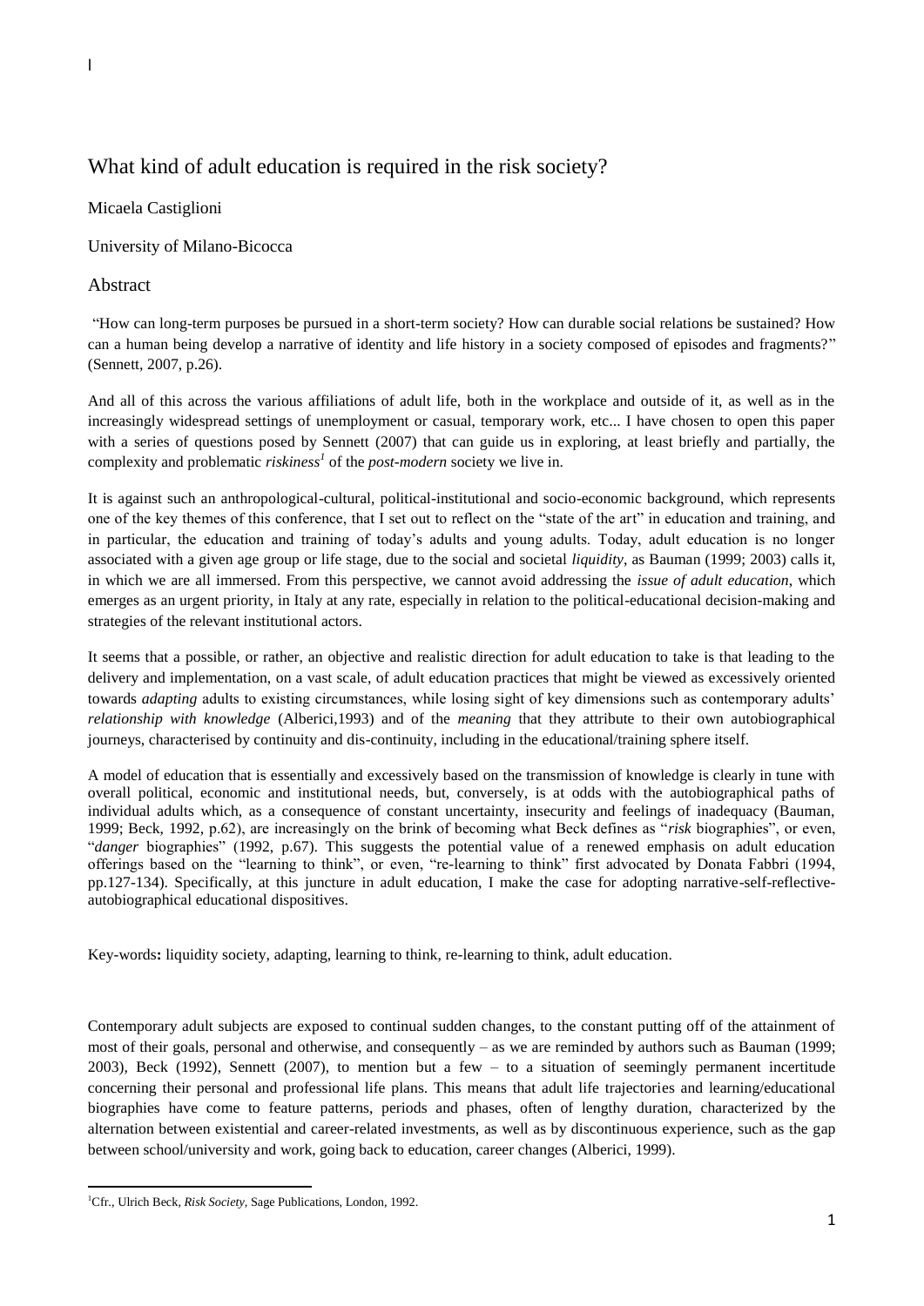# What kind of adult education is required in the risk society?

Micaela Castiglioni

University of Milano-Bicocca

## Abstract

"How can long-term purposes be pursued in a short-term society? How can durable social relations be sustained? How can a human being develop a narrative of identity and life history in a society composed of episodes and fragments?" (Sennett, 2007, p.26).

And all of this across the various affiliations of adult life, both in the workplace and outside of it, as well as in the increasingly widespread settings of unemployment or casual, temporary work, etc... I have chosen to open this paper with a series of questions posed by Sennett (2007) that can guide us in exploring, at least briefly and partially, the complexity and problematic *riskiness*[1] of the *post-modern* society we live in.

It is against such an anthropological-cultural, political-institutional and socio-economic background, which represents one of the key themes of this conference, that I set out to reflect on the "state of the art" in education and training, and in particular, the education and training of today's adults and young adults. Today, adult education is no longer associated with a given age group or life stage, due to the social and societal *liquidity*, as Bauman (1999; 2003) calls it, in which we are all immersed. From this perspective, we cannot avoid addressing the *issue of adult education*, which emerges as an urgent priority, in Italy at any rate, especially in relation to the political-educational decision-making and strategies of the relevant institutional actors.

It seems that a possible, or rather, an objective and realistic direction for adult education to take is that leading to the delivery and implementation, on a vast scale, of adult education practices that might be viewed as excessively oriented towards *adapting* adults to existing circumstances, while losing sight of key dimensions such as contemporary adults' *relationship with knowledge* (Alberici,1993) and of the *meaning* that they attribute to their own autobiographical journeys, characterised by continuity and dis-continuity, including in the educational/training sphere itself.

A model of education that is essentially and excessively based on the transmission of knowledge is clearly in tune with overall political, economic and institutional needs, but, conversely, is at odds with the autobiographical paths of individual adults which, as a consequence of constant uncertainty, insecurity and feelings of inadequacy (Bauman, 1999; Beck, 1992, p.62), are increasingly on the brink of becoming what Beck defines as "*risk* biographies", or even, "*danger* biographies" (1992, p.67). This suggests the potential value of a renewed emphasis on adult education offerings based on the "learning to think", or even, "re-learning to think" first advocated by Donata Fabbri (1994, pp.127-134). Specifically, at this juncture in adult education, I make the case for adopting narrative-self-reflective-autobiographical educational dispositives.

Key-words**:** liquidity society, adapting, learning to think, re-learning to think, adult education.

Contemporary adult subjects are exposed to continual sudden changes, to the constant putting off of the attainment of most of their goals, personal and otherwise, and consequently – as we are reminded by authors such as Bauman (1999; 2003), Beck (1992), Sennett (2007), to mention but a few – to a situation of seemingly permanent incertitude concerning their personal and professional life plans. This means that adult life trajectories and learning/educational biographies have come to feature patterns, periods and phases, often of lengthy duration, characterized by the alternation between existential and career-related investments, as well as by discontinuous experience, such as the gap between school/university and work, going back to education, career changes (Alberici, 1999).

---

[1] Cfr., Ulrich Beck, *Risk Society*, Sage Publications, London, 1992.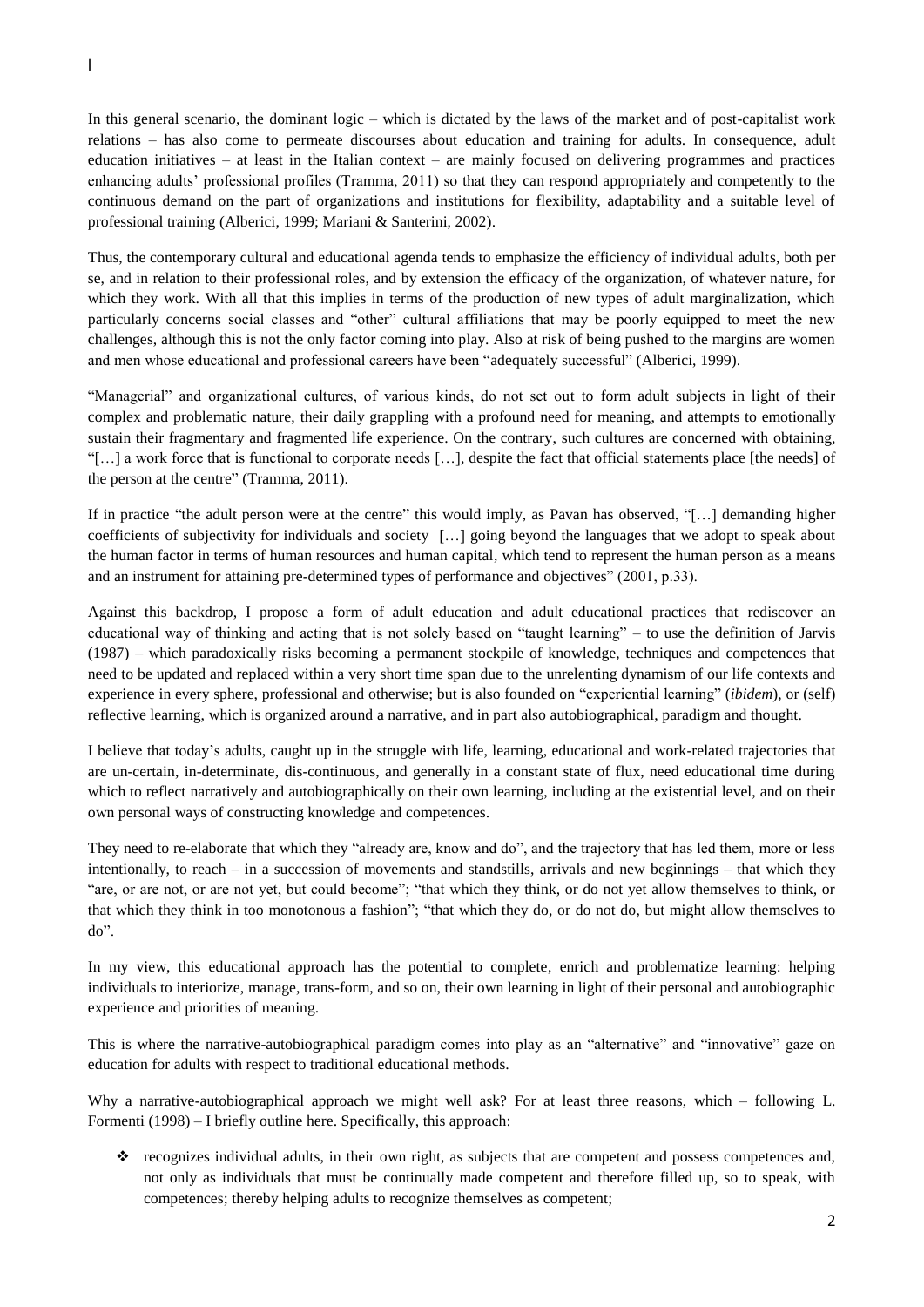In this general scenario, the dominant logic – which is dictated by the laws of the market and of post-capitalist work relations – has also come to permeate discourses about education and training for adults. In consequence, adult education initiatives – at least in the Italian context – are mainly focused on delivering programmes and practices enhancing adults' professional profiles (Tramma, 2011) so that they can respond appropriately and competently to the continuous demand on the part of organizations and institutions for flexibility, adaptability and a suitable level of professional training (Alberici, 1999; Mariani & Santerini, 2002).

Thus, the contemporary cultural and educational agenda tends to emphasize the efficiency of individual adults, both per se, and in relation to their professional roles, and by extension the efficacy of the organization, of whatever nature, for which they work. With all that this implies in terms of the production of new types of adult marginalization, which particularly concerns social classes and "other" cultural affiliations that may be poorly equipped to meet the new challenges, although this is not the only factor coming into play. Also at risk of being pushed to the margins are women and men whose educational and professional careers have been "adequately successful" (Alberici, 1999).

"Managerial" and organizational cultures, of various kinds, do not set out to form adult subjects in light of their complex and problematic nature, their daily grappling with a profound need for meaning, and attempts to emotionally sustain their fragmentary and fragmented life experience. On the contrary, such cultures are concerned with obtaining, "[…] a work force that is functional to corporate needs […], despite the fact that official statements place [the needs] of the person at the centre" (Tramma, 2011).

If in practice "the adult person were at the centre" this would imply, as Pavan has observed, "[…] demanding higher coefficients of subjectivity for individuals and society […] going beyond the languages that we adopt to speak about the human factor in terms of human resources and human capital, which tend to represent the human person as a means and an instrument for attaining pre-determined types of performance and objectives" (2001, p.33).

Against this backdrop, I propose a form of adult education and adult educational practices that rediscover an educational way of thinking and acting that is not solely based on "taught learning" – to use the definition of Jarvis (1987) – which paradoxically risks becoming a permanent stockpile of knowledge, techniques and competences that need to be updated and replaced within a very short time span due to the unrelenting dynamism of our life contexts and experience in every sphere, professional and otherwise; but is also founded on "experiential learning" (*ibidem*), or (self) reflective learning, which is organized around a narrative, and in part also autobiographical, paradigm and thought.

I believe that today's adults, caught up in the struggle with life, learning, educational and work-related trajectories that are un-certain, in-determinate, dis-continuous, and generally in a constant state of flux, need educational time during which to reflect narratively and autobiographically on their own learning, including at the existential level, and on their own personal ways of constructing knowledge and competences.

They need to re-elaborate that which they "already are, know and do", and the trajectory that has led them, more or less intentionally, to reach – in a succession of movements and standstills, arrivals and new beginnings – that which they "are, or are not, or are not yet, but could become"; "that which they think, or do not yet allow themselves to think, or that which they think in too monotonous a fashion"; "that which they do, or do not do, but might allow themselves to do".

In my view, this educational approach has the potential to complete, enrich and problematize learning: helping individuals to interiorize, manage, trans-form, and so on, their own learning in light of their personal and autobiographic experience and priorities of meaning.

This is where the narrative-autobiographical paradigm comes into play as an "alternative" and "innovative" gaze on education for adults with respect to traditional educational methods.

Why a narrative-autobiographical approach we might well ask? For at least three reasons, which – following L. Formenti (1998) – I briefly outline here. Specifically, this approach:

- recognizes individual adults, in their own right, as subjects that are competent and possess competences and, not only as individuals that must be continually made competent and therefore filled up, so to speak, with competences; thereby helping adults to recognize themselves as competent;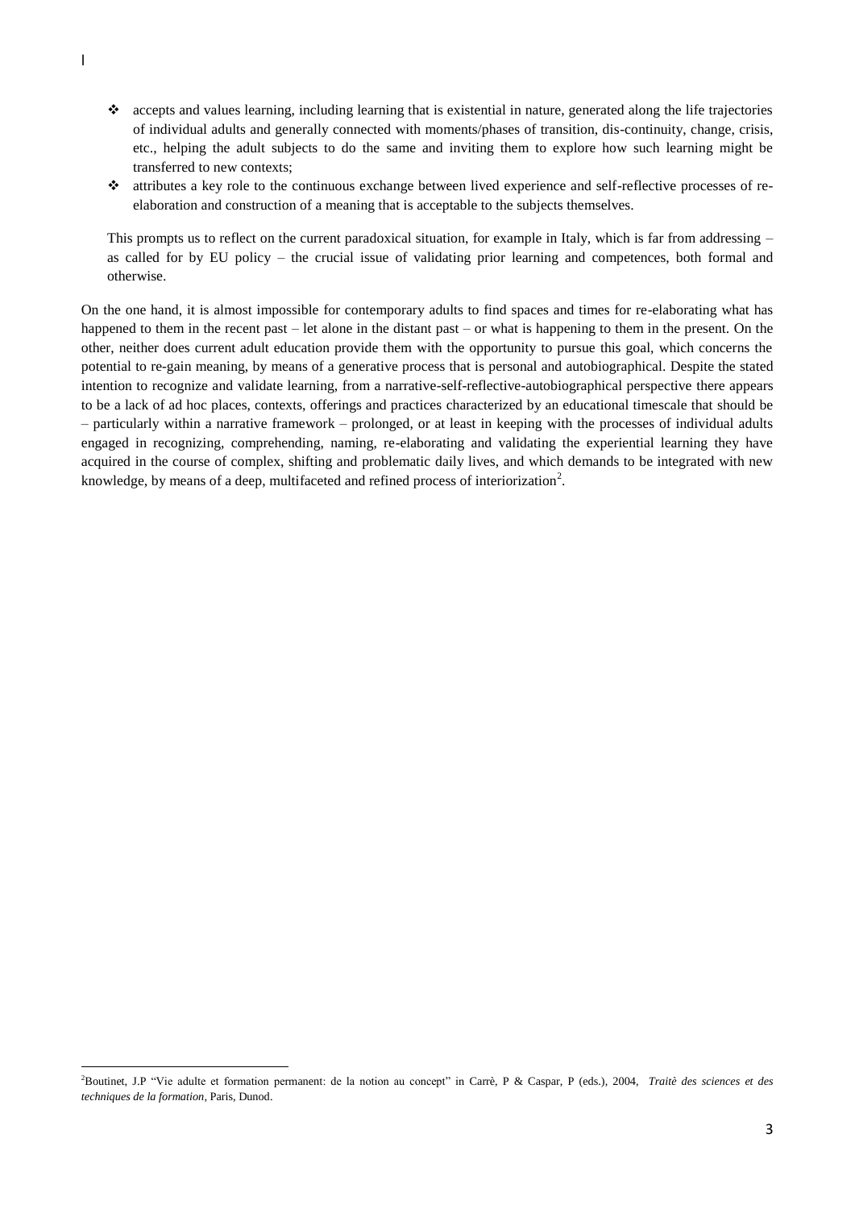- accepts and values learning, including learning that is existential in nature, generated along the life trajectories of individual adults and generally connected with moments/phases of transition, dis-continuity, change, crisis, etc., helping the adult subjects to do the same and inviting them to explore how such learning might be transferred to new contexts;
- attributes a key role to the continuous exchange between lived experience and self-reflective processes of re-elaboration and construction of a meaning that is acceptable to the subjects themselves.

This prompts us to reflect on the current paradoxical situation, for example in Italy, which is far from addressing – as called for by EU policy – the crucial issue of validating prior learning and competences, both formal and otherwise.

On the one hand, it is almost impossible for contemporary adults to find spaces and times for re-elaborating what has happened to them in the recent past – let alone in the distant past – or what is happening to them in the present. On the other, neither does current adult education provide them with the opportunity to pursue this goal, which concerns the potential to re-gain meaning, by means of a generative process that is personal and autobiographical. Despite the stated intention to recognize and validate learning, from a narrative-self-reflective-autobiographical perspective there appears to be a lack of ad hoc places, contexts, offerings and practices characterized by an educational timescale that should be – particularly within a narrative framework – prolonged, or at least in keeping with the processes of individual adults engaged in recognizing, comprehending, naming, re-elaborating and validating the experiential learning they have acquired in the course of complex, shifting and problematic daily lives, and which demands to be integrated with new knowledge, by means of a deep, multifaceted and refined process of interiorization[2].

---

[2]Boutinet, J.P "Vie adulte et formation permanent: de la notion au concept" in Carrè, P & Caspar, P (eds.), 2004, *Traitè des sciences et des techniques de la formation*, Paris, Dunod.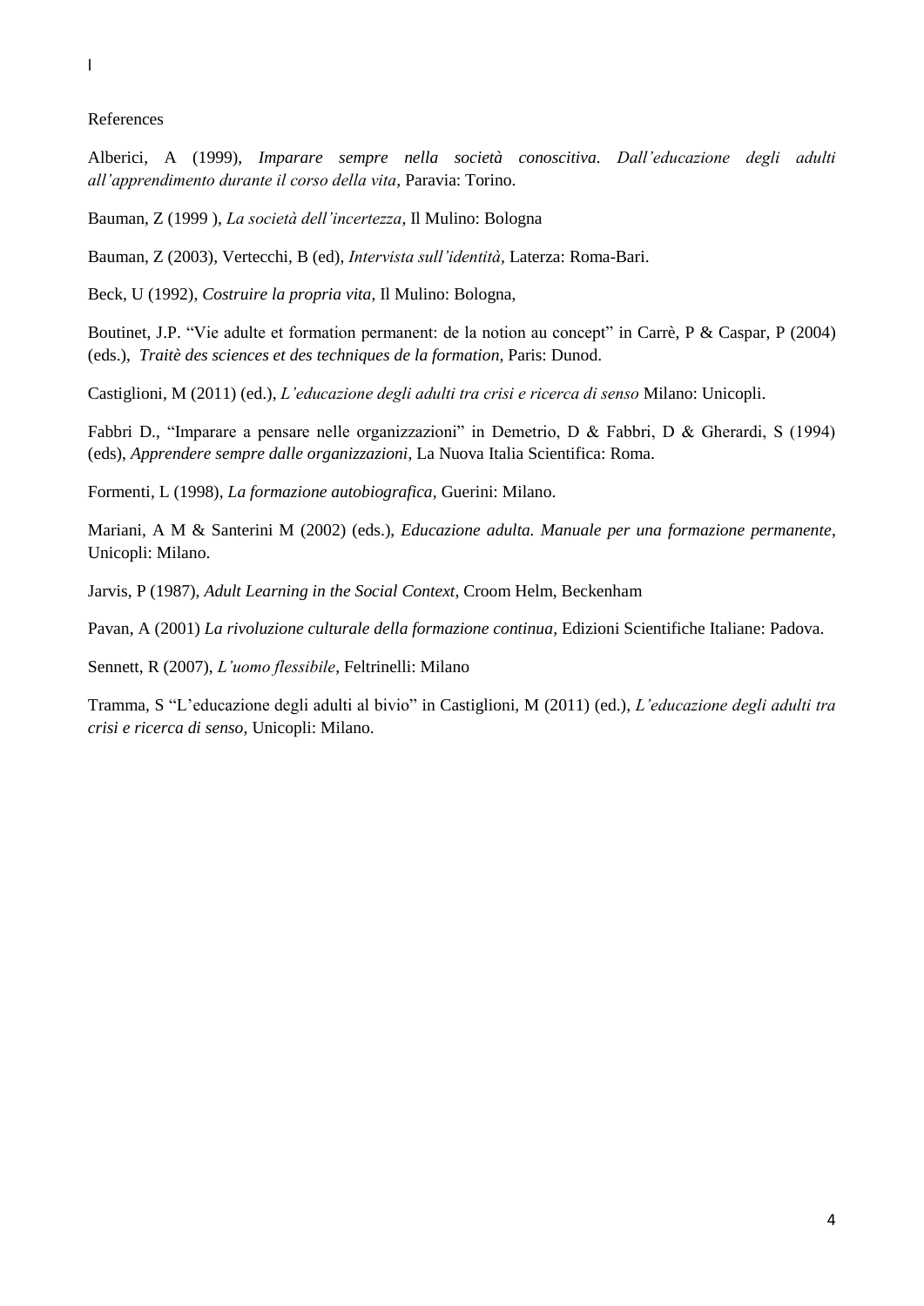References

Alberici, A (1999), *Imparare sempre nella società conoscitiva. Dall'educazione degli adulti all'apprendimento durante il corso della vita*, Paravia: Torino.

Bauman, Z (1999 ), *La società dell'incertezza*, Il Mulino: Bologna

Bauman, Z (2003), Vertecchi, B (ed), *Intervista sull'identità*, Laterza: Roma-Bari.

Beck, U (1992), *Costruire la propria vita*, Il Mulino: Bologna,

Boutinet, J.P. "Vie adulte et formation permanent: de la notion au concept" in Carrè, P & Caspar, P (2004) (eds.), *Traitè des sciences et des techniques de la formation*, Paris: Dunod.

Castiglioni, M (2011) (ed.), *L'educazione degli adulti tra crisi e ricerca di senso* Milano: Unicopli.

Fabbri D., "Imparare a pensare nelle organizzazioni" in Demetrio, D & Fabbri, D & Gherardi, S (1994) (eds), *Apprendere sempre dalle organizzazioni*, La Nuova Italia Scientifica: Roma.

Formenti, L (1998), *La formazione autobiografica*, Guerini: Milano.

Mariani, A M & Santerini M (2002) (eds.), *Educazione adulta. Manuale per una formazione permanente*, Unicopli: Milano.

Jarvis, P (1987), *Adult Learning in the Social Context*, Croom Helm, Beckenham

Pavan, A (2001) *La rivoluzione culturale della formazione continua*, Edizioni Scientifiche Italiane: Padova.

Sennett, R (2007), *L'uomo flessibile*, Feltrinelli: Milano

Tramma, S "L'educazione degli adulti al bivio" in Castiglioni, M (2011) (ed.), *L'educazione degli adulti tra crisi e ricerca di senso*, Unicopli: Milano.